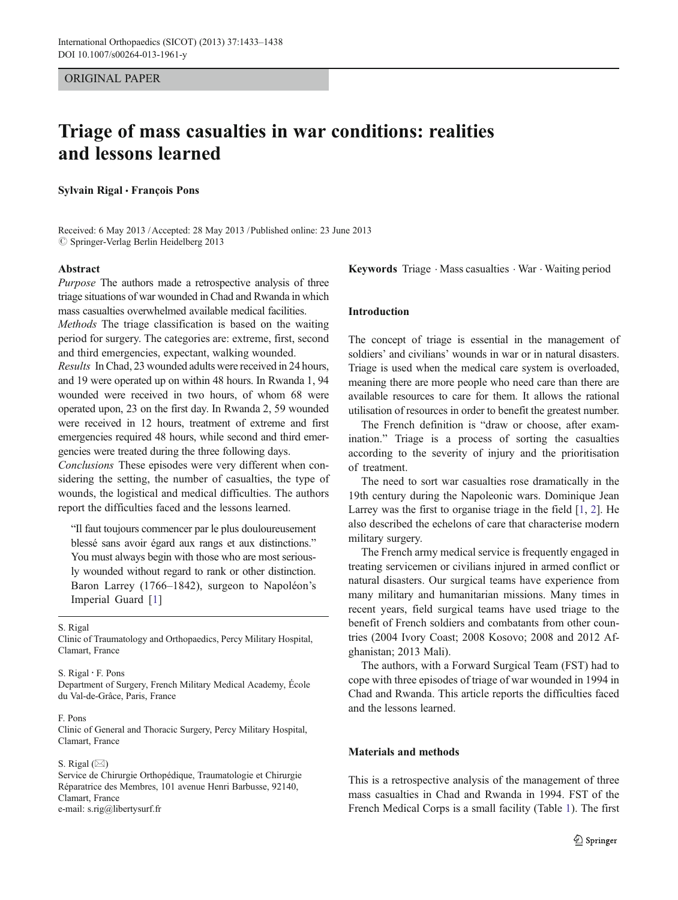ORIGINAL PAPER

# Triage of mass casualties in war conditions: realities and lessons learned

**Sylvain Rigal · François Pons**

Received: 6 May 2013 / Accepted: 28 May 2013 / Published online: 23 June 2013
© Springer-Verlag Berlin Heidelberg 2013

## Abstract

*Purpose* The authors made a retrospective analysis of three triage situations of war wounded in Chad and Rwanda in which mass casualties overwhelmed available medical facilities.

*Methods* The triage classification is based on the waiting period for surgery. The categories are: extreme, first, second and third emergencies, expectant, walking wounded.

*Results* In Chad, 23 wounded adults were received in 24 hours, and 19 were operated up on within 48 hours. In Rwanda 1, 94 wounded were received in two hours, of whom 68 were operated upon, 23 on the first day. In Rwanda 2, 59 wounded were received in 12 hours, treatment of extreme and first emergencies required 48 hours, while second and third emergencies were treated during the three following days.

*Conclusions* These episodes were very different when considering the setting, the number of casualties, the type of wounds, the logistical and medical difficulties. The authors report the difficulties faced and the lessons learned.

> "Il faut toujours commencer par le plus douloureusement blessé sans avoir égard aux rangs et aux distinctions." You must always begin with those who are most seriously wounded without regard to rank or other distinction. Baron Larrey (1766–1842), surgeon to Napoléon's Imperial Guard [1]

S. Rigal
Clinic of Traumatology and Orthopaedics, Percy Military Hospital, Clamart, France

S. Rigal · F. Pons
Department of Surgery, French Military Medical Academy, École du Val-de-Grâce, Paris, France

F. Pons
Clinic of General and Thoracic Surgery, Percy Military Hospital, Clamart, France

S. Rigal (✉)
Service de Chirurgie Orthopédique, Traumatologie et Chirurgie Réparatrice des Membres, 101 avenue Henri Barbusse, 92140, Clamart, France
e-mail: s.rig@libertysurf.fr

**Keywords** Triage · Mass casualties · War · Waiting period

## Introduction

The concept of triage is essential in the management of soldiers' and civilians' wounds in war or in natural disasters. Triage is used when the medical care system is overloaded, meaning there are more people who need care than there are available resources to care for them. It allows the rational utilisation of resources in order to benefit the greatest number.

The French definition is "draw or choose, after examination." Triage is a process of sorting the casualties according to the severity of injury and the prioritisation of treatment.

The need to sort war casualties rose dramatically in the 19th century during the Napoleonic wars. Dominique Jean Larrey was the first to organise triage in the field [1, 2]. He also described the echelons of care that characterise modern military surgery.

The French army medical service is frequently engaged in treating servicemen or civilians injured in armed conflict or natural disasters. Our surgical teams have experience from many military and humanitarian missions. Many times in recent years, field surgical teams have used triage to the benefit of French soldiers and combatants from other countries (2004 Ivory Coast; 2008 Kosovo; 2008 and 2012 Afghanistan; 2013 Mali).

The authors, with a Forward Surgical Team (FST) had to cope with three episodes of triage of war wounded in 1994 in Chad and Rwanda. This article reports the difficulties faced and the lessons learned.

## Materials and methods

This is a retrospective analysis of the management of three mass casualties in Chad and Rwanda in 1994. FST of the French Medical Corps is a small facility (Table 1). The first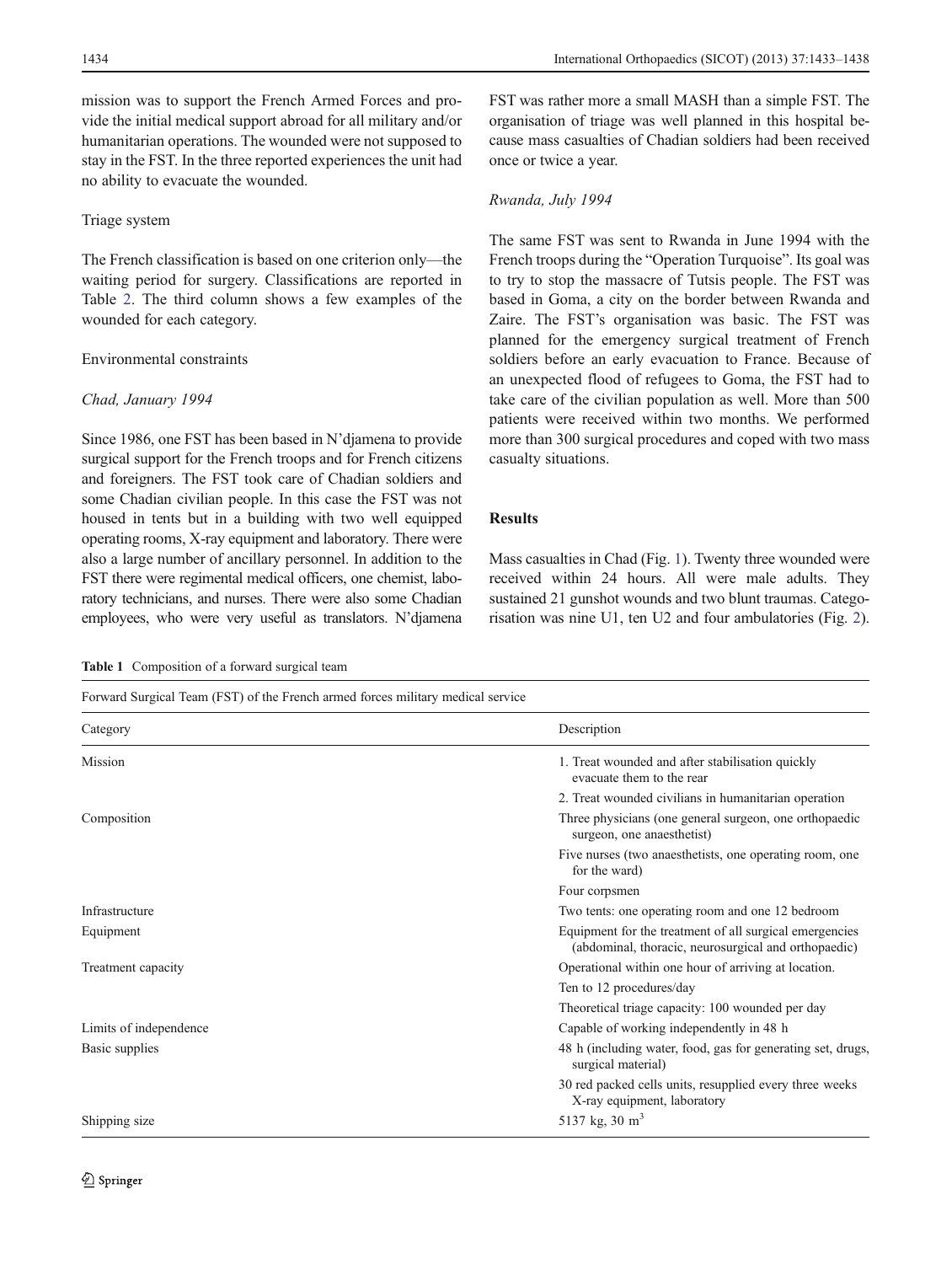mission was to support the French Armed Forces and provide the initial medical support abroad for all military and/or humanitarian operations. The wounded were not supposed to stay in the FST. In the three reported experiences the unit had no ability to evacuate the wounded.

Triage system

The French classification is based on one criterion only—the waiting period for surgery. Classifications are reported in Table 2. The third column shows a few examples of the wounded for each category.

Environmental constraints

*Chad, January 1994*

Since 1986, one FST has been based in N'djamena to provide surgical support for the French troops and for French citizens and foreigners. The FST took care of Chadian soldiers and some Chadian civilian people. In this case the FST was not housed in tents but in a building with two well equipped operating rooms, X-ray equipment and laboratory. There were also a large number of ancillary personnel. In addition to the FST there were regimental medical officers, one chemist, laboratory technicians, and nurses. There were also some Chadian employees, who were very useful as translators. N'djamena FST was rather more a small MASH than a simple FST. The organisation of triage was well planned in this hospital because mass casualties of Chadian soldiers had been received once or twice a year.

*Rwanda, July 1994*

The same FST was sent to Rwanda in June 1994 with the French troops during the "Operation Turquoise". Its goal was to try to stop the massacre of Tutsis people. The FST was based in Goma, a city on the border between Rwanda and Zaire. The FST's organisation was basic. The FST was planned for the emergency surgical treatment of French soldiers before an early evacuation to France. Because of an unexpected flood of refugees to Goma, the FST had to take care of the civilian population as well. More than 500 patients were received within two months. We performed more than 300 surgical procedures and coped with two mass casualty situations.

## Results

Mass casualties in Chad (Fig. 1). Twenty three wounded were received within 24 hours. All were male adults. They sustained 21 gunshot wounds and two blunt traumas. Categorisation was nine U1, ten U2 and four ambulatories (Fig. 2).

**Table 1** Composition of a forward surgical team

| Forward Surgical Team (FST) of the French armed forces military medical service | |
|---|---|
| Category | Description |
| Mission | 1. Treat wounded and after stabilisation quickly evacuate them to the rear |
| | 2. Treat wounded civilians in humanitarian operation |
| Composition | Three physicians (one general surgeon, one orthopaedic surgeon, one anaesthetist) |
| | Five nurses (two anaesthetists, one operating room, one for the ward) |
| | Four corpsmen |
| Infrastructure | Two tents: one operating room and one 12 bedroom |
| Equipment | Equipment for the treatment of all surgical emergencies (abdominal, thoracic, neurosurgical and orthopaedic) |
| Treatment capacity | Operational within one hour of arriving at location. |
| | Ten to 12 procedures/day |
| | Theoretical triage capacity: 100 wounded per day |
| Limits of independence | Capable of working independently in 48 h |
| Basic supplies | 48 h (including water, food, gas for generating set, drugs, surgical material) |
| | 30 red packed cells units, resupplied every three weeks X-ray equipment, laboratory |
| Shipping size | 5137 kg, 30 m$^3$ |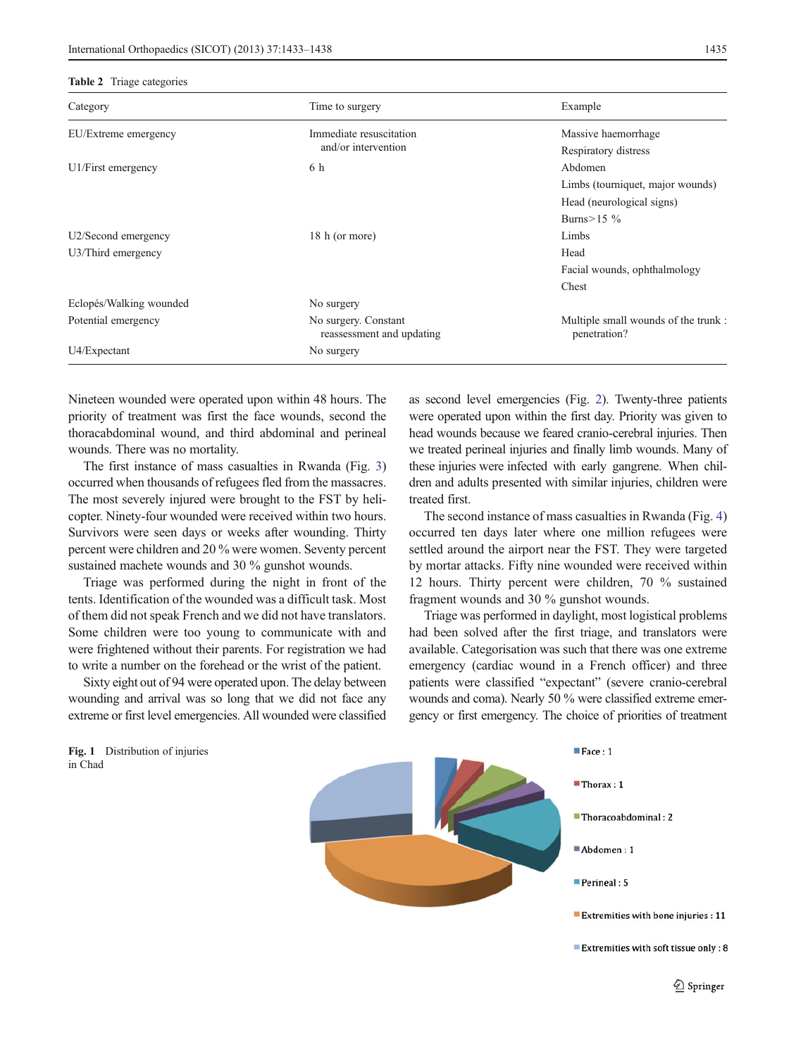**Table 2** Triage categories

| Category | Time to surgery | Example |
|---|---|---|
| EU/Extreme emergency | Immediate resuscitation and/or intervention | Massive haemorrhage |
| | | Respiratory distress |
| U1/First emergency | 6 h | Abdomen |
| | | Limbs (tourniquet, major wounds) |
| | | Head (neurological signs) |
| | | Burns>15 % |
| U2/Second emergency | 18 h (or more) | Limbs |
| U3/Third emergency | | Head |
| | | Facial wounds, ophthalmology |
| | | Chest |
| Eclopés/Walking wounded | No surgery | |
| Potential emergency | No surgery. Constant reassessment and updating | Multiple small wounds of the trunk : penetration? |
| U4/Expectant | No surgery | |

Nineteen wounded were operated upon within 48 hours. The priority of treatment was first the face wounds, second the thoracabdominal wound, and third abdominal and perineal wounds. There was no mortality.

The first instance of mass casualties in Rwanda (Fig. 3) occurred when thousands of refugees fled from the massacres. The most severely injured were brought to the FST by helicopter. Ninety-four wounded were received within two hours. Survivors were seen days or weeks after wounding. Thirty percent were children and 20 % were women. Seventy percent sustained machete wounds and 30 % gunshot wounds.

Triage was performed during the night in front of the tents. Identification of the wounded was a difficult task. Most of them did not speak French and we did not have translators. Some children were too young to communicate with and were frightened without their parents. For registration we had to write a number on the forehead or the wrist of the patient.

Sixty eight out of 94 were operated upon. The delay between wounding and arrival was so long that we did not face any extreme or first level emergencies. All wounded were classified as second level emergencies (Fig. 2). Twenty-three patients were operated upon within the first day. Priority was given to head wounds because we feared cranio-cerebral injuries. Then we treated perineal injuries and finally limb wounds. Many of these injuries were infected with early gangrene. When children and adults presented with similar injuries, children were treated first.

The second instance of mass casualties in Rwanda (Fig. 4) occurred ten days later where one million refugees were settled around the airport near the FST. They were targeted by mortar attacks. Fifty nine wounded were received within 12 hours. Thirty percent were children, 70 % sustained fragment wounds and 30 % gunshot wounds.

Triage was performed in daylight, most logistical problems had been solved after the first triage, and translators were available. Categorisation was such that there was one extreme emergency (cardiac wound in a French officer) and three patients were classified "expectant" (severe cranio-cerebral wounds and coma). Nearly 50 % were classified extreme emergency or first emergency. The choice of priorities of treatment

**Fig. 1** Distribution of injuries in Chad

- Face : 1
- Thorax : 1
- Thoracoabdominal : 2
- Abdomen : 1
- Perineal : 5
- Extremities with bone injuries : 11
- Extremities with soft tissue only : 8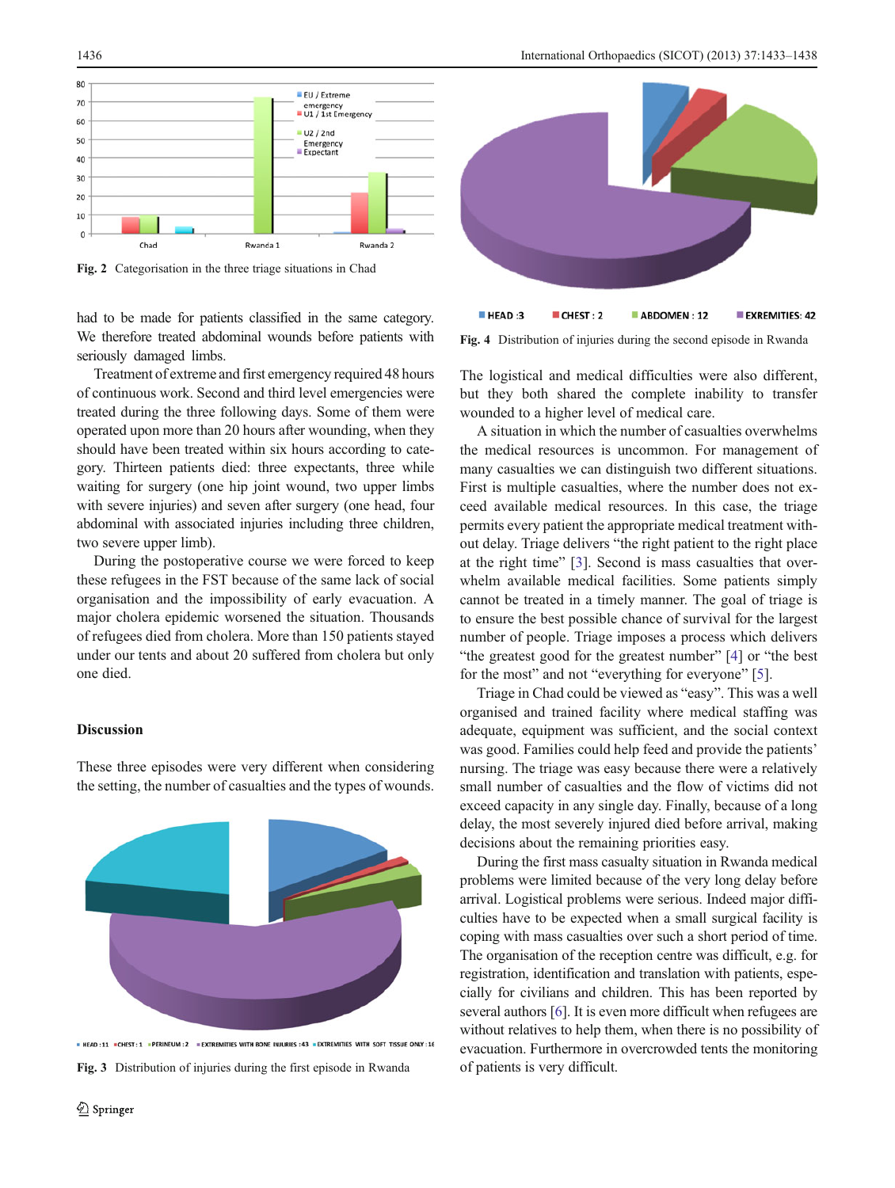80
70
60
50
40
30
20
10
0

EU / Extreme emergency
U1 / 1st Emergency
U2 / 2nd Emergency
Expectant

Chad
Rwanda 1
Rwanda 2

**Fig. 2** Categorisation in the three triage situations in Chad

had to be made for patients classified in the same category. We therefore treated abdominal wounds before patients with seriously damaged limbs.

Treatment of extreme and first emergency required 48 hours of continuous work. Second and third level emergencies were treated during the three following days. Some of them were operated upon more than 20 hours after wounding, when they should have been treated within six hours according to category. Thirteen patients died: three expectants, three while waiting for surgery (one hip joint wound, two upper limbs with severe injuries) and seven after surgery (one head, four abdominal with associated injuries including three children, two severe upper limb).

During the postoperative course we were forced to keep these refugees in the FST because of the same lack of social organisation and the impossibility of early evacuation. A major cholera epidemic worsened the situation. Thousands of refugees died from cholera. More than 150 patients stayed under our tents and about 20 suffered from cholera but only one died.

## Discussion

These three episodes were very different when considering the setting, the number of casualties and the types of wounds.

HEAD : 11 CHEST : 1 PERINEUM : 2 EXTREMITIES WITH BONE INJURIES : 43 EXTREMITIES WITH SOFT TISSUE ONLY : 16

**Fig. 3** Distribution of injuries during the first episode in Rwanda

HEAD :3 CHEST : 2 ABDOMEN : 12 EXREMITIES: 42

**Fig. 4** Distribution of injuries during the second episode in Rwanda

The logistical and medical difficulties were also different, but they both shared the complete inability to transfer wounded to a higher level of medical care.

A situation in which the number of casualties overwhelms the medical resources is uncommon. For management of many casualties we can distinguish two different situations. First is multiple casualties, where the number does not exceed available medical resources. In this case, the triage permits every patient the appropriate medical treatment without delay. Triage delivers "the right patient to the right place at the right time" [3]. Second is mass casualties that overwhelm available medical facilities. Some patients simply cannot be treated in a timely manner. The goal of triage is to ensure the best possible chance of survival for the largest number of people. Triage imposes a process which delivers "the greatest good for the greatest number" [4] or "the best for the most" and not "everything for everyone" [5].

Triage in Chad could be viewed as "easy". This was a well organised and trained facility where medical staffing was adequate, equipment was sufficient, and the social context was good. Families could help feed and provide the patients' nursing. The triage was easy because there were a relatively small number of casualties and the flow of victims did not exceed capacity in any single day. Finally, because of a long delay, the most severely injured died before arrival, making decisions about the remaining priorities easy.

During the first mass casualty situation in Rwanda medical problems were limited because of the very long delay before arrival. Logistical problems were serious. Indeed major difficulties have to be expected when a small surgical facility is coping with mass casualties over such a short period of time. The organisation of the reception centre was difficult, e.g. for registration, identification and translation with patients, especially for civilians and children. This has been reported by several authors [6]. It is even more difficult when refugees are without relatives to help them, when there is no possibility of evacuation. Furthermore in overcrowded tents the monitoring of patients is very difficult.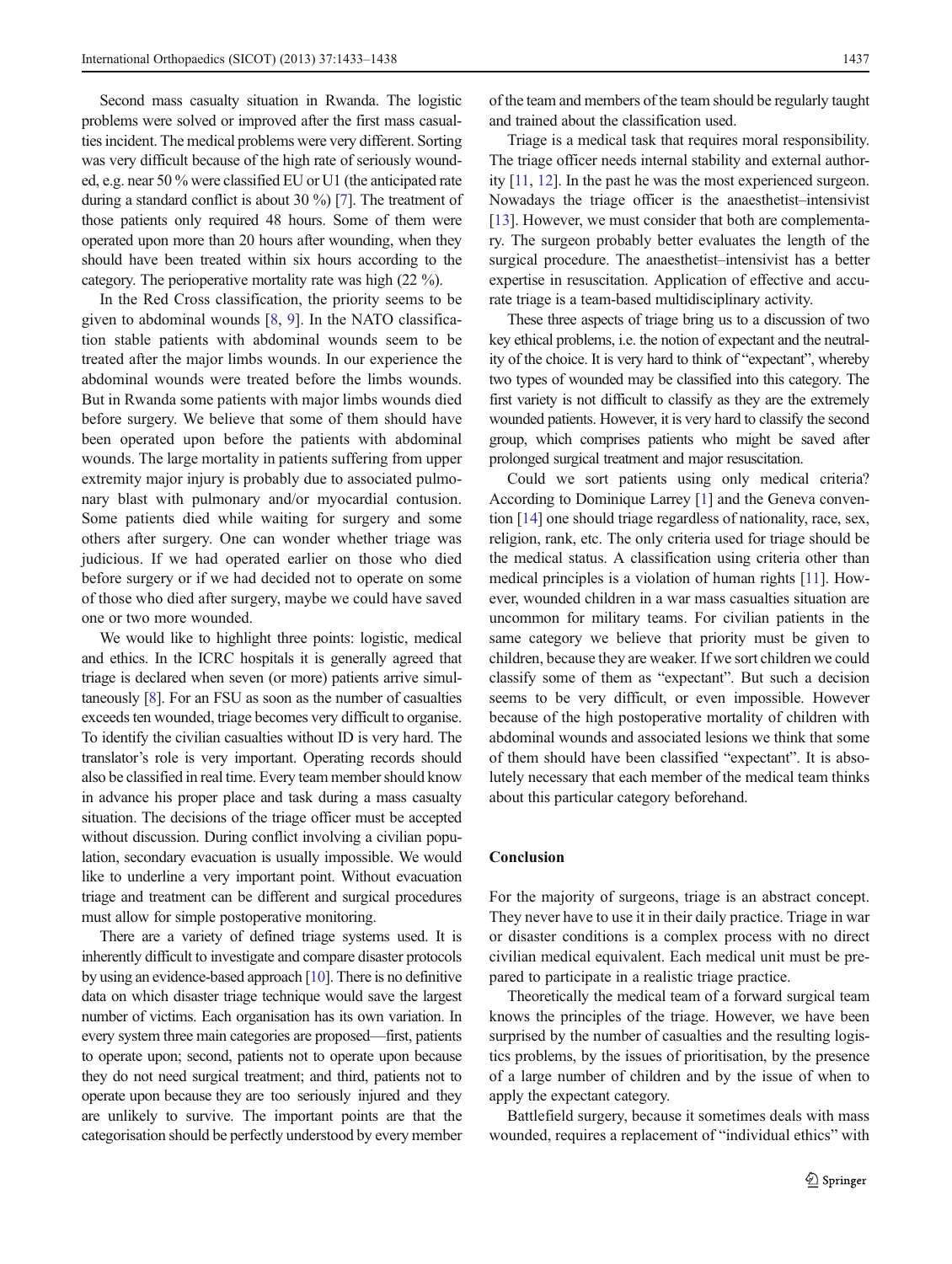Second mass casualty situation in Rwanda. The logistic problems were solved or improved after the first mass casualties incident. The medical problems were very different. Sorting was very difficult because of the high rate of seriously wounded, e.g. near 50 % were classified EU or U1 (the anticipated rate during a standard conflict is about 30 %) [7]. The treatment of those patients only required 48 hours. Some of them were operated upon more than 20 hours after wounding, when they should have been treated within six hours according to the category. The perioperative mortality rate was high (22 %).

In the Red Cross classification, the priority seems to be given to abdominal wounds [8, 9]. In the NATO classification stable patients with abdominal wounds seem to be treated after the major limbs wounds. In our experience the abdominal wounds were treated before the limbs wounds. But in Rwanda some patients with major limbs wounds died before surgery. We believe that some of them should have been operated upon before the patients with abdominal wounds. The large mortality in patients suffering from upper extremity major injury is probably due to associated pulmonary blast with pulmonary and/or myocardial contusion. Some patients died while waiting for surgery and some others after surgery. One can wonder whether triage was judicious. If we had operated earlier on those who died before surgery or if we had decided not to operate on some of those who died after surgery, maybe we could have saved one or two more wounded.

We would like to highlight three points: logistic, medical and ethics. In the ICRC hospitals it is generally agreed that triage is declared when seven (or more) patients arrive simultaneously [8]. For an FSU as soon as the number of casualties exceeds ten wounded, triage becomes very difficult to organise. To identify the civilian casualties without ID is very hard. The translator's role is very important. Operating records should also be classified in real time. Every team member should know in advance his proper place and task during a mass casualty situation. The decisions of the triage officer must be accepted without discussion. During conflict involving a civilian population, secondary evacuation is usually impossible. We would like to underline a very important point. Without evacuation triage and treatment can be different and surgical procedures must allow for simple postoperative monitoring.

There are a variety of defined triage systems used. It is inherently difficult to investigate and compare disaster protocols by using an evidence-based approach [10]. There is no definitive data on which disaster triage technique would save the largest number of victims. Each organisation has its own variation. In every system three main categories are proposed—first, patients to operate upon; second, patients not to operate upon because they do not need surgical treatment; and third, patients not to operate upon because they are too seriously injured and they are unlikely to survive. The important points are that the categorisation should be perfectly understood by every member of the team and members of the team should be regularly taught and trained about the classification used.

Triage is a medical task that requires moral responsibility. The triage officer needs internal stability and external authority [11, 12]. In the past he was the most experienced surgeon. Nowadays the triage officer is the anaesthetist–intensivist [13]. However, we must consider that both are complementary. The surgeon probably better evaluates the length of the surgical procedure. The anaesthetist–intensivist has a better expertise in resuscitation. Application of effective and accurate triage is a team-based multidisciplinary activity.

These three aspects of triage bring us to a discussion of two key ethical problems, i.e. the notion of expectant and the neutrality of the choice. It is very hard to think of "expectant", whereby two types of wounded may be classified into this category. The first variety is not difficult to classify as they are the extremely wounded patients. However, it is very hard to classify the second group, which comprises patients who might be saved after prolonged surgical treatment and major resuscitation.

Could we sort patients using only medical criteria? According to Dominique Larrey [1] and the Geneva convention [14] one should triage regardless of nationality, race, sex, religion, rank, etc. The only criteria used for triage should be the medical status. A classification using criteria other than medical principles is a violation of human rights [11]. However, wounded children in a war mass casualties situation are uncommon for military teams. For civilian patients in the same category we believe that priority must be given to children, because they are weaker. If we sort children we could classify some of them as "expectant". But such a decision seems to be very difficult, or even impossible. However because of the high postoperative mortality of children with abdominal wounds and associated lesions we think that some of them should have been classified "expectant". It is absolutely necessary that each member of the medical team thinks about this particular category beforehand.

## Conclusion

For the majority of surgeons, triage is an abstract concept. They never have to use it in their daily practice. Triage in war or disaster conditions is a complex process with no direct civilian medical equivalent. Each medical unit must be prepared to participate in a realistic triage practice.

Theoretically the medical team of a forward surgical team knows the principles of the triage. However, we have been surprised by the number of casualties and the resulting logistics problems, by the issues of prioritisation, by the presence of a large number of children and by the issue of when to apply the expectant category.

Battlefield surgery, because it sometimes deals with mass wounded, requires a replacement of "individual ethics" with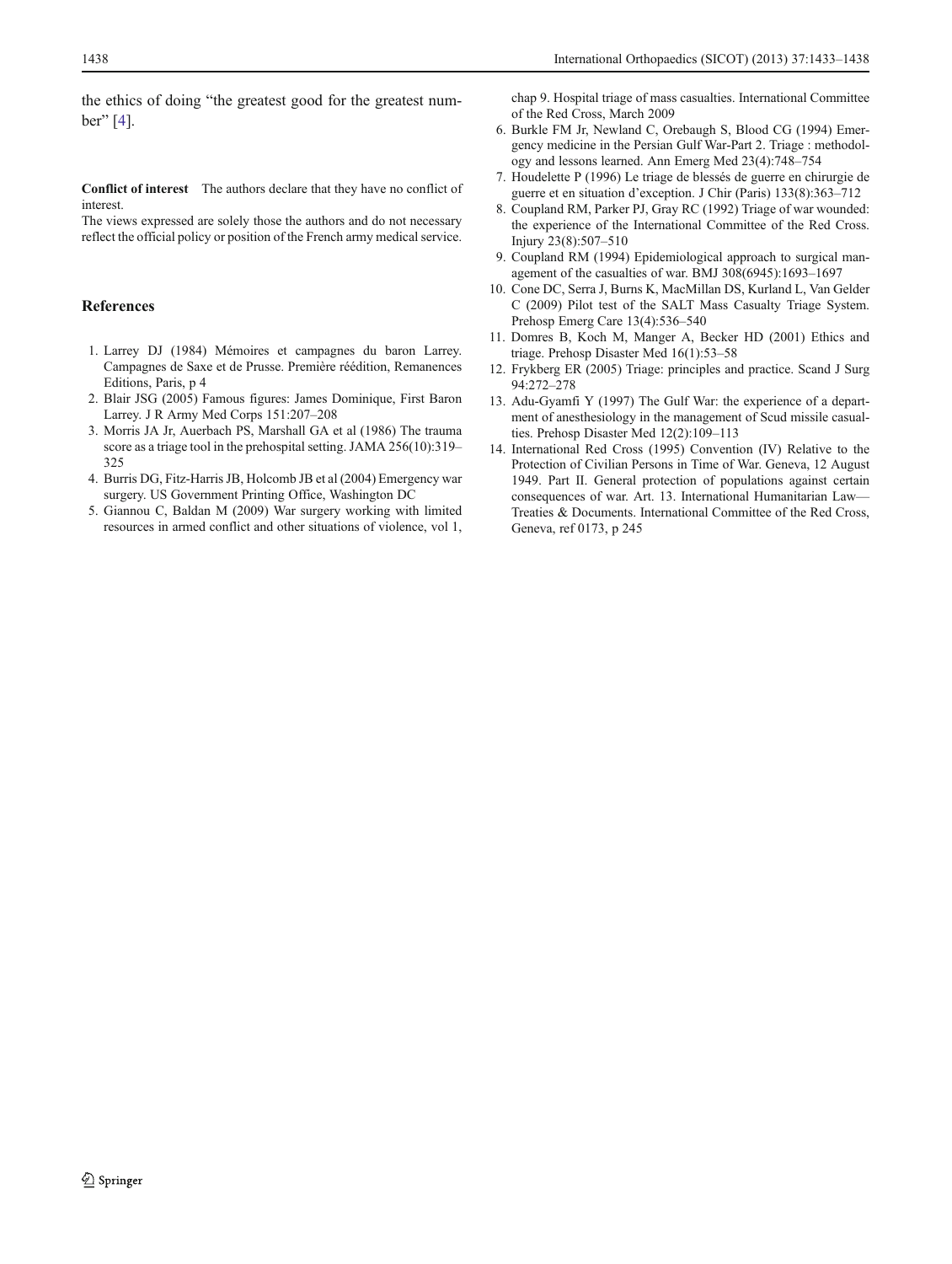the ethics of doing "the greatest good for the greatest number" [4].

**Conflict of interest** The authors declare that they have no conflict of interest.

The views expressed are solely those the authors and do not necessary reflect the official policy or position of the French army medical service.

## References

1. Larrey DJ (1984) Mémoires et campagnes du baron Larrey. Campagnes de Saxe et de Prusse. Première réédition, Remanences Editions, Paris, p 4
2. Blair JSG (2005) Famous figures: James Dominique, First Baron Larrey. J R Army Med Corps 151:207–208
3. Morris JA Jr, Auerbach PS, Marshall GA et al (1986) The trauma score as a triage tool in the prehospital setting. JAMA 256(10):319–325
4. Burris DG, Fitz-Harris JB, Holcomb JB et al (2004) Emergency war surgery. US Government Printing Office, Washington DC
5. Giannou C, Baldan M (2009) War surgery working with limited resources in armed conflict and other situations of violence, vol 1, chap 9. Hospital triage of mass casualties. International Committee of the Red Cross, March 2009
6. Burkle FM Jr, Newland C, Orebaugh S, Blood CG (1994) Emergency medicine in the Persian Gulf War-Part 2. Triage : methodology and lessons learned. Ann Emerg Med 23(4):748–754
7. Houdelette P (1996) Le triage de blessés de guerre en chirurgie de guerre et en situation d'exception. J Chir (Paris) 133(8):363–712
8. Coupland RM, Parker PJ, Gray RC (1992) Triage of war wounded: the experience of the International Committee of the Red Cross. Injury 23(8):507–510
9. Coupland RM (1994) Epidemiological approach to surgical management of the casualties of war. BMJ 308(6945):1693–1697
10. Cone DC, Serra J, Burns K, MacMillan DS, Kurland L, Van Gelder C (2009) Pilot test of the SALT Mass Casualty Triage System. Prehosp Emerg Care 13(4):536–540
11. Domres B, Koch M, Manger A, Becker HD (2001) Ethics and triage. Prehosp Disaster Med 16(1):53–58
12. Frykberg ER (2005) Triage: principles and practice. Scand J Surg 94:272–278
13. Adu-Gyamfi Y (1997) The Gulf War: the experience of a department of anesthesiology in the management of Scud missile casualties. Prehosp Disaster Med 12(2):109–113
14. International Red Cross (1995) Convention (IV) Relative to the Protection of Civilian Persons in Time of War. Geneva, 12 August 1949. Part II. General protection of populations against certain consequences of war. Art. 13. International Humanitarian Law—Treaties & Documents. International Committee of the Red Cross, Geneva, ref 0173, p 245